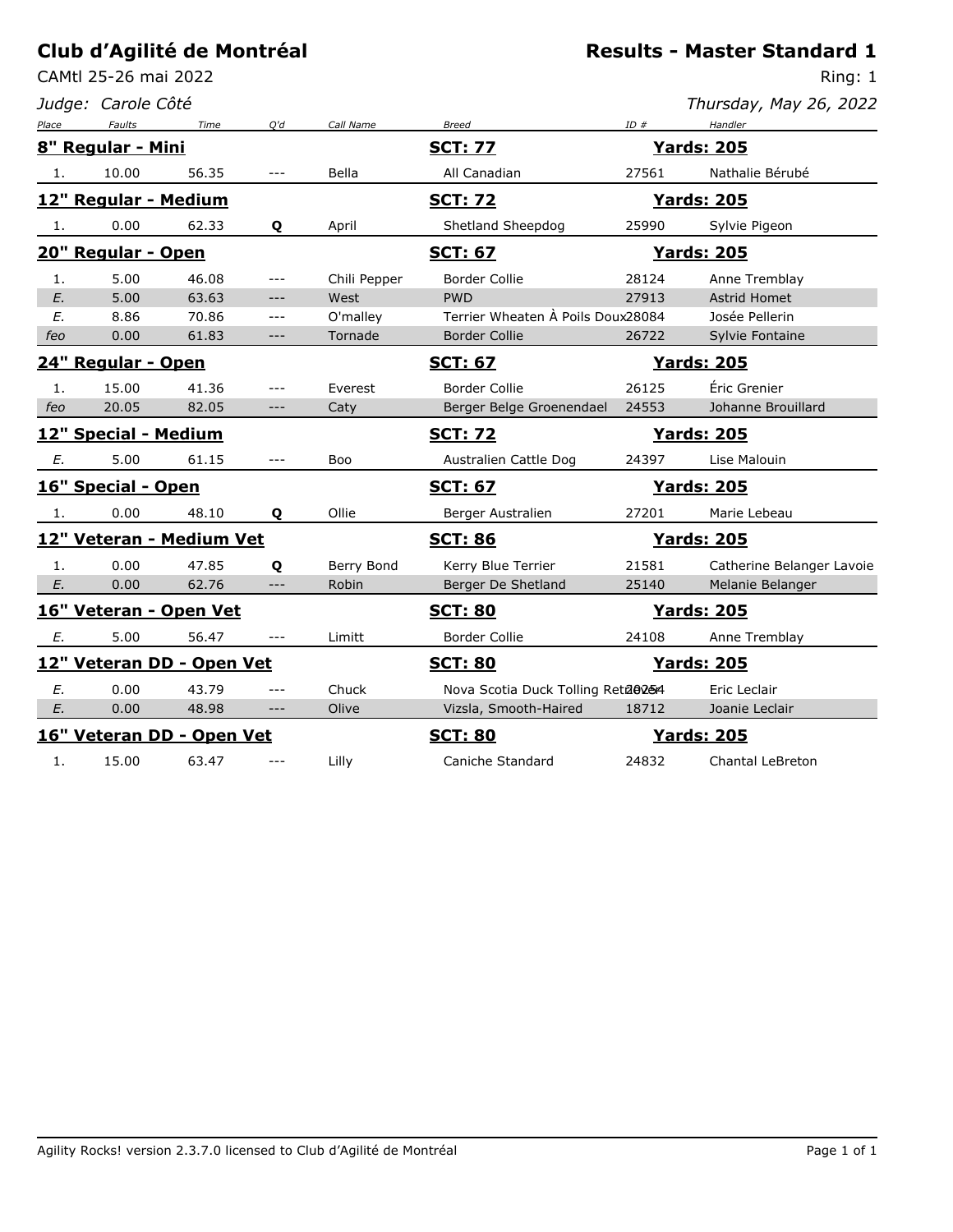# Club d'Agilité de Montréal

**Results - Master Standard 1**

CAMtl 25-26 mai 2022

Ring: 1

*Judge: Carole Côté*

*Thursday, May 26, 2022*

| Place | Faults | Time | Q'd | Call Name | Breed | ID # | Handler |
|---|---|---|---|---|---|---|---|
| **8" Regular - Mini** | | | | | **SCT: 77** | | **Yards: 205** |
| 1. | 10.00 | 56.35 | --- | Bella | All Canadian | 27561 | Nathalie Bérubé |
| **12" Regular - Medium** | | | | | **SCT: 72** | | **Yards: 205** |
| 1. | 0.00 | 62.33 | **Q** | April | Shetland Sheepdog | 25990 | Sylvie Pigeon |
| **20" Regular - Open** | | | | | **SCT: 67** | | **Yards: 205** |
| 1. | 5.00 | 46.08 | --- | Chili Pepper | Border Collie | 28124 | Anne Tremblay |
| *E.* | 5.00 | 63.63 | --- | West | PWD | 27913 | Astrid Homet |
| *E.* | 8.86 | 70.86 | --- | O'malley | Terrier Wheaten À Poils Doux | 28084 | Josée Pellerin |
| *feo* | 0.00 | 61.83 | --- | Tornade | Border Collie | 26722 | Sylvie Fontaine |
| **24" Regular - Open** | | | | | **SCT: 67** | | **Yards: 205** |
| 1. | 15.00 | 41.36 | --- | Everest | Border Collie | 26125 | Éric Grenier |
| *feo* | 20.05 | 82.05 | --- | Caty | Berger Belge Groenendael | 24553 | Johanne Brouillard |
| **12" Special - Medium** | | | | | **SCT: 72** | | **Yards: 205** |
| *E.* | 5.00 | 61.15 | --- | Boo | Australien Cattle Dog | 24397 | Lise Malouin |
| **16" Special - Open** | | | | | **SCT: 67** | | **Yards: 205** |
| 1. | 0.00 | 48.10 | **Q** | Ollie | Berger Australien | 27201 | Marie Lebeau |
| **12" Veteran - Medium Vet** | | | | | **SCT: 86** | | **Yards: 205** |
| 1. | 0.00 | 47.85 | **Q** | Berry Bond | Kerry Blue Terrier | 21581 | Catherine Belanger Lavoie |
| *E.* | 0.00 | 62.76 | --- | Robin | Berger De Shetland | 25140 | Melanie Belanger |
| **16" Veteran - Open Vet** | | | | | **SCT: 80** | | **Yards: 205** |
| *E.* | 5.00 | 56.47 | --- | Limitt | Border Collie | 24108 | Anne Tremblay |
| **12" Veteran DD - Open Vet** | | | | | **SCT: 80** | | **Yards: 205** |
| *E.* | 0.00 | 43.79 | --- | Chuck | Nova Scotia Duck Tolling Retriever | 20254 | Eric Leclair |
| *E.* | 0.00 | 48.98 | --- | Olive | Vizsla, Smooth-Haired | 18712 | Joanie Leclair |
| **16" Veteran DD - Open Vet** | | | | | **SCT: 80** | | **Yards: 205** |
| 1. | 15.00 | 63.47 | --- | Lilly | Caniche Standard | 24832 | Chantal LeBreton |

Agility Rocks! version 2.3.7.0 licensed to Club d'Agilité de Montréal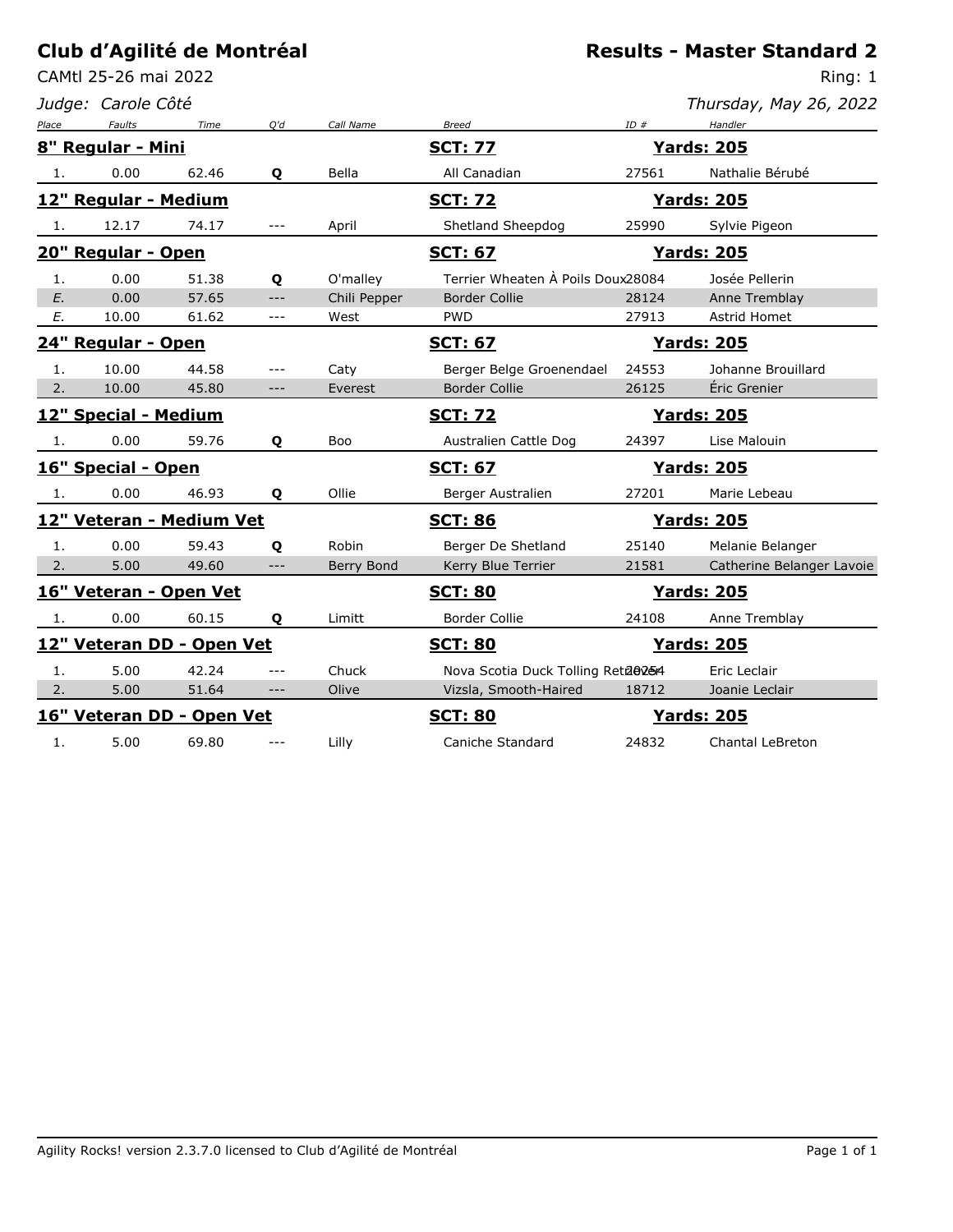# Club d'Agilité de Montréal

**Results - Master Standard 2**

CAMtl 25-26 mai 2022

Ring: 1

*Judge: Carole Côté*

*Thursday, May 26, 2022*

| Place | Faults | Time | Q'd | Call Name | Breed | ID # | Handler |
|---|---|---|---|---|---|---|---|
| **8" Regular - Mini** | | | | | **SCT: 77** | | **Yards: 205** |
| 1. | 0.00 | 62.46 | **Q** | Bella | All Canadian | 27561 | Nathalie Bérubé |
| **12" Regular - Medium** | | | | | **SCT: 72** | | **Yards: 205** |
| 1. | 12.17 | 74.17 | --- | April | Shetland Sheepdog | 25990 | Sylvie Pigeon |
| **20" Regular - Open** | | | | | **SCT: 67** | | **Yards: 205** |
| 1. | 0.00 | 51.38 | **Q** | O'malley | Terrier Wheaten À Poils Doux | 28084 | Josée Pellerin |
| *E.* | 0.00 | 57.65 | --- | Chili Pepper | Border Collie | 28124 | Anne Tremblay |
| *E.* | 10.00 | 61.62 | --- | West | PWD | 27913 | Astrid Homet |
| **24" Regular - Open** | | | | | **SCT: 67** | | **Yards: 205** |
| 1. | 10.00 | 44.58 | --- | Caty | Berger Belge Groenendael | 24553 | Johanne Brouillard |
| 2. | 10.00 | 45.80 | --- | Everest | Border Collie | 26125 | Éric Grenier |
| **12" Special - Medium** | | | | | **SCT: 72** | | **Yards: 205** |
| 1. | 0.00 | 59.76 | **Q** | Boo | Australien Cattle Dog | 24397 | Lise Malouin |
| **16" Special - Open** | | | | | **SCT: 67** | | **Yards: 205** |
| 1. | 0.00 | 46.93 | **Q** | Ollie | Berger Australien | 27201 | Marie Lebeau |
| **12" Veteran - Medium Vet** | | | | | **SCT: 86** | | **Yards: 205** |
| 1. | 0.00 | 59.43 | **Q** | Robin | Berger De Shetland | 25140 | Melanie Belanger |
| 2. | 5.00 | 49.60 | --- | Berry Bond | Kerry Blue Terrier | 21581 | Catherine Belanger Lavoie |
| **16" Veteran - Open Vet** | | | | | **SCT: 80** | | **Yards: 205** |
| 1. | 0.00 | 60.15 | **Q** | Limitt | Border Collie | 24108 | Anne Tremblay |
| **12" Veteran DD - Open Vet** | | | | | **SCT: 80** | | **Yards: 205** |
| 1. | 5.00 | 42.24 | --- | Chuck | Nova Scotia Duck Tolling Retriever | 20254 | Eric Leclair |
| 2. | 5.00 | 51.64 | --- | Olive | Vizsla, Smooth-Haired | 18712 | Joanie Leclair |
| **16" Veteran DD - Open Vet** | | | | | **SCT: 80** | | **Yards: 205** |
| 1. | 5.00 | 69.80 | --- | Lilly | Caniche Standard | 24832 | Chantal LeBreton |

Agility Rocks! version 2.3.7.0 licensed to Club d'Agilité de Montréal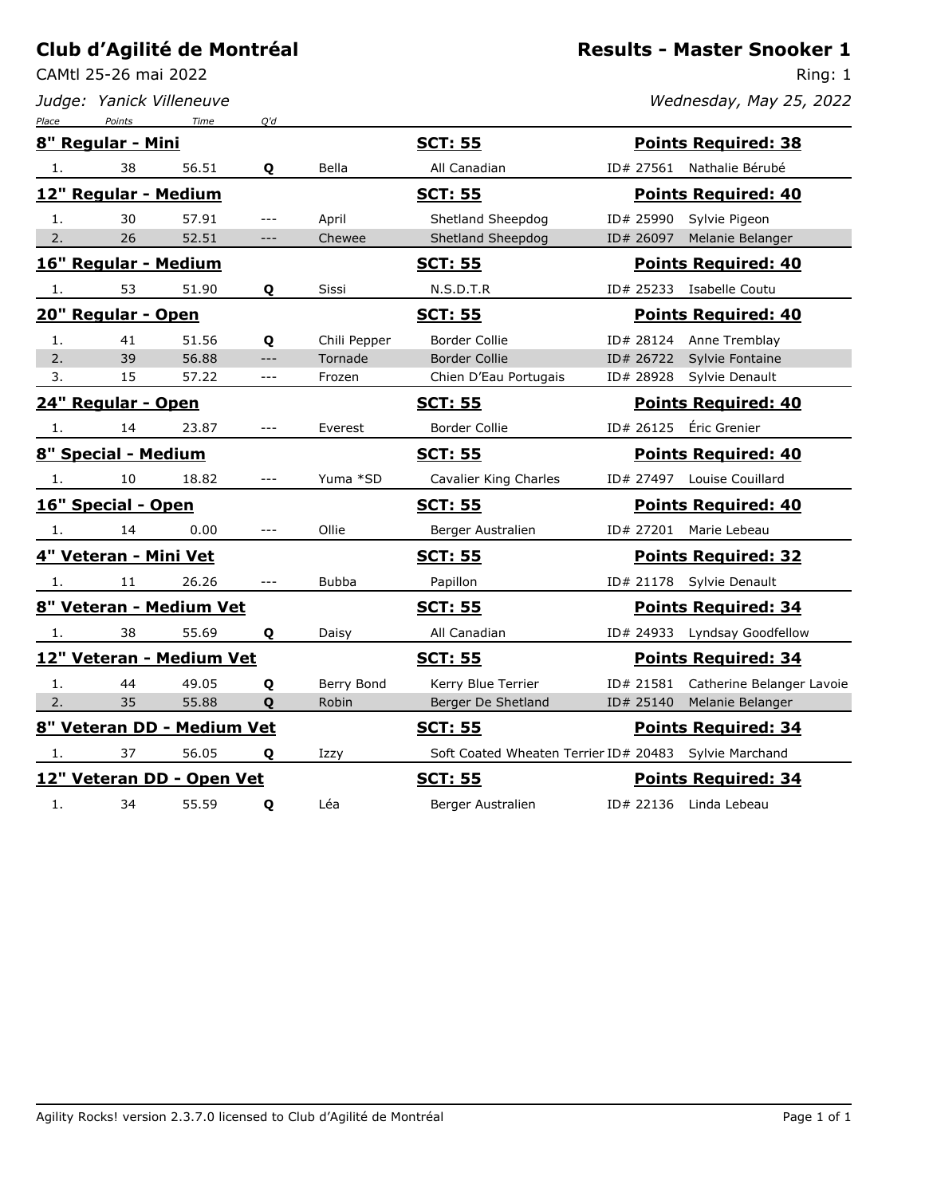# Club d'Agilité de Montréal

CAMtl 25-26 mai 2022

*Judge: Yanick Villeneuve*

## Results - Master Snooker 1

Ring: 1

*Wednesday, May 25, 2022*

| Place | Points | Time | Q'd | Dog | Breed | ID | Handler |
|---|---|---|---|---|---|---|---|
| **8" Regular - Mini** | | | | **SCT: 55** | | **Points Required: 38** | |
| 1. | 38 | 56.51 | **Q** | Bella | All Canadian | ID# 27561 | Nathalie Bérubé |
| **12" Regular - Medium** | | | | **SCT: 55** | | **Points Required: 40** | |
| 1. | 30 | 57.91 | --- | April | Shetland Sheepdog | ID# 25990 | Sylvie Pigeon |
| 2. | 26 | 52.51 | --- | Chewee | Shetland Sheepdog | ID# 26097 | Melanie Belanger |
| **16" Regular - Medium** | | | | **SCT: 55** | | **Points Required: 40** | |
| 1. | 53 | 51.90 | **Q** | Sissi | N.S.D.T.R | ID# 25233 | Isabelle Coutu |
| **20" Regular - Open** | | | | **SCT: 55** | | **Points Required: 40** | |
| 1. | 41 | 51.56 | **Q** | Chili Pepper | Border Collie | ID# 28124 | Anne Tremblay |
| 2. | 39 | 56.88 | --- | Tornade | Border Collie | ID# 26722 | Sylvie Fontaine |
| 3. | 15 | 57.22 | --- | Frozen | Chien D'Eau Portugais | ID# 28928 | Sylvie Denault |
| **24" Regular - Open** | | | | **SCT: 55** | | **Points Required: 40** | |
| 1. | 14 | 23.87 | --- | Everest | Border Collie | ID# 26125 | Éric Grenier |
| **8" Special - Medium** | | | | **SCT: 55** | | **Points Required: 40** | |
| 1. | 10 | 18.82 | --- | Yuma *SD | Cavalier King Charles | ID# 27497 | Louise Couillard |
| **16" Special - Open** | | | | **SCT: 55** | | **Points Required: 40** | |
| 1. | 14 | 0.00 | --- | Ollie | Berger Australien | ID# 27201 | Marie Lebeau |
| **4" Veteran - Mini Vet** | | | | **SCT: 55** | | **Points Required: 32** | |
| 1. | 11 | 26.26 | --- | Bubba | Papillon | ID# 21178 | Sylvie Denault |
| **8" Veteran - Medium Vet** | | | | **SCT: 55** | | **Points Required: 34** | |
| 1. | 38 | 55.69 | **Q** | Daisy | All Canadian | ID# 24933 | Lyndsay Goodfellow |
| **12" Veteran - Medium Vet** | | | | **SCT: 55** | | **Points Required: 34** | |
| 1. | 44 | 49.05 | **Q** | Berry Bond | Kerry Blue Terrier | ID# 21581 | Catherine Belanger Lavoie |
| 2. | 35 | 55.88 | **Q** | Robin | Berger De Shetland | ID# 25140 | Melanie Belanger |
| **8" Veteran DD - Medium Vet** | | | | **SCT: 55** | | **Points Required: 34** | |
| 1. | 37 | 56.05 | **Q** | Izzy | Soft Coated Wheaten Terrier | ID# 20483 | Sylvie Marchand |
| **12" Veteran DD - Open Vet** | | | | **SCT: 55** | | **Points Required: 34** | |
| 1. | 34 | 55.59 | **Q** | Léa | Berger Australien | ID# 22136 | Linda Lebeau |

Agility Rocks! version 2.3.7.0 licensed to Club d'Agilité de Montréal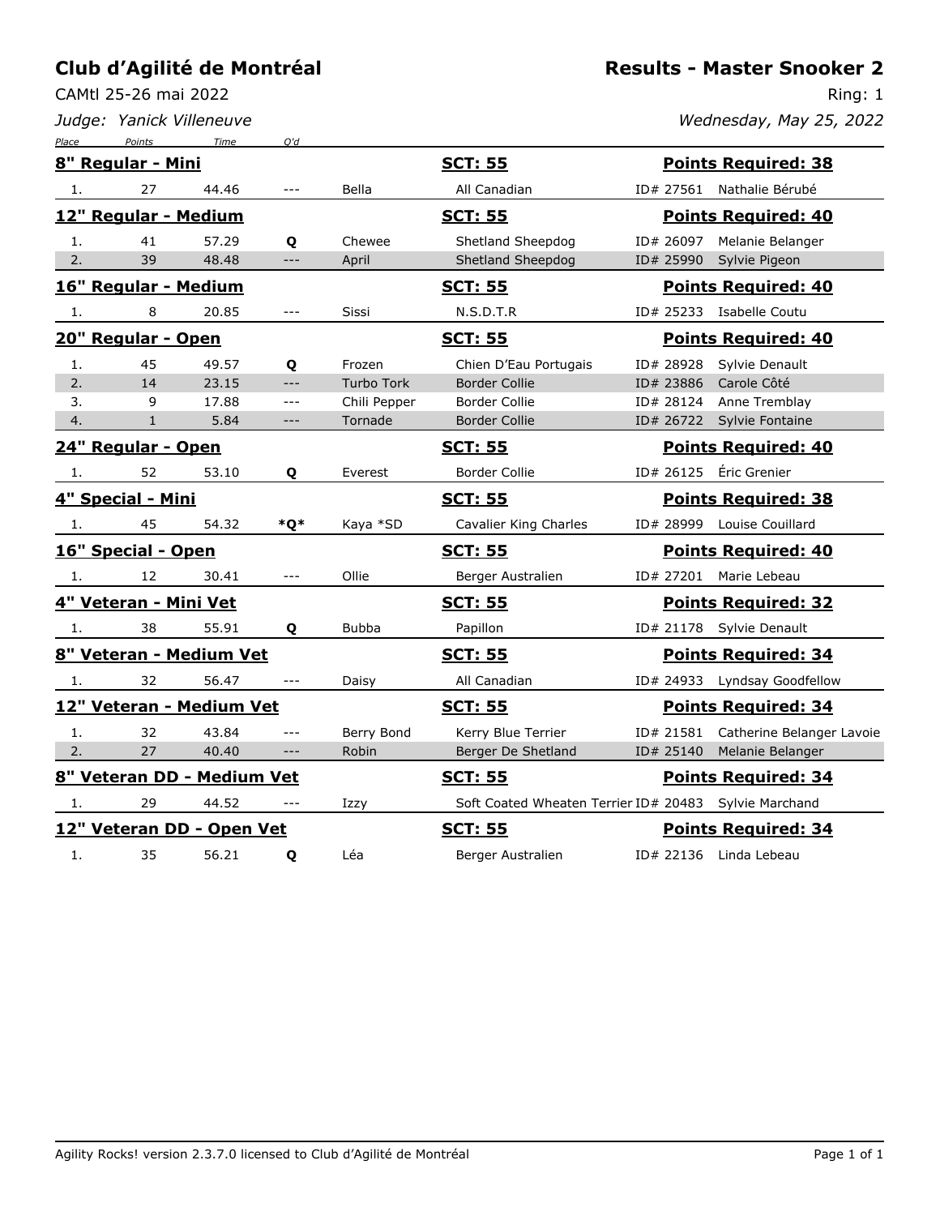# Club d'Agilité de Montréal

CAMtl 25-26 mai 2022

*Judge: Yanick Villeneuve*

## Results - Master Snooker 2

Ring: 1

*Wednesday, May 25, 2022*

| Place | Points | Time | Q'd | Dog | Breed | ID | Handler |
|---|---|---|---|---|---|---|---|
| **8" Regular - Mini** | | | | **SCT: 55** | | **Points Required: 38** | |
| 1. | 27 | 44.46 | --- | Bella | All Canadian | ID# 27561 | Nathalie Bérubé |
| **12" Regular - Medium** | | | | **SCT: 55** | | **Points Required: 40** | |
| 1. | 41 | 57.29 | **Q** | Chewee | Shetland Sheepdog | ID# 26097 | Melanie Belanger |
| 2. | 39 | 48.48 | --- | April | Shetland Sheepdog | ID# 25990 | Sylvie Pigeon |
| **16" Regular - Medium** | | | | **SCT: 55** | | **Points Required: 40** | |
| 1. | 8 | 20.85 | --- | Sissi | N.S.D.T.R | ID# 25233 | Isabelle Coutu |
| **20" Regular - Open** | | | | **SCT: 55** | | **Points Required: 40** | |
| 1. | 45 | 49.57 | **Q** | Frozen | Chien D'Eau Portugais | ID# 28928 | Sylvie Denault |
| 2. | 14 | 23.15 | --- | Turbo Tork | Border Collie | ID# 23886 | Carole Côté |
| 3. | 9 | 17.88 | --- | Chili Pepper | Border Collie | ID# 28124 | Anne Tremblay |
| 4. | 1 | 5.84 | --- | Tornade | Border Collie | ID# 26722 | Sylvie Fontaine |
| **24" Regular - Open** | | | | **SCT: 55** | | **Points Required: 40** | |
| 1. | 52 | 53.10 | **Q** | Everest | Border Collie | ID# 26125 | Éric Grenier |
| **4" Special - Mini** | | | | **SCT: 55** | | **Points Required: 38** | |
| 1. | 45 | 54.32 | ***Q*** | Kaya *SD | Cavalier King Charles | ID# 28999 | Louise Couillard |
| **16" Special - Open** | | | | **SCT: 55** | | **Points Required: 40** | |
| 1. | 12 | 30.41 | --- | Ollie | Berger Australien | ID# 27201 | Marie Lebeau |
| **4" Veteran - Mini Vet** | | | | **SCT: 55** | | **Points Required: 32** | |
| 1. | 38 | 55.91 | **Q** | Bubba | Papillon | ID# 21178 | Sylvie Denault |
| **8" Veteran - Medium Vet** | | | | **SCT: 55** | | **Points Required: 34** | |
| 1. | 32 | 56.47 | --- | Daisy | All Canadian | ID# 24933 | Lyndsay Goodfellow |
| **12" Veteran - Medium Vet** | | | | **SCT: 55** | | **Points Required: 34** | |
| 1. | 32 | 43.84 | --- | Berry Bond | Kerry Blue Terrier | ID# 21581 | Catherine Belanger Lavoie |
| 2. | 27 | 40.40 | --- | Robin | Berger De Shetland | ID# 25140 | Melanie Belanger |
| **8" Veteran DD - Medium Vet** | | | | **SCT: 55** | | **Points Required: 34** | |
| 1. | 29 | 44.52 | --- | Izzy | Soft Coated Wheaten Terrier | ID# 20483 | Sylvie Marchand |
| **12" Veteran DD - Open Vet** | | | | **SCT: 55** | | **Points Required: 34** | |
| 1. | 35 | 56.21 | **Q** | Léa | Berger Australien | ID# 22136 | Linda Lebeau |

Agility Rocks! version 2.3.7.0 licensed to Club d'Agilité de Montréal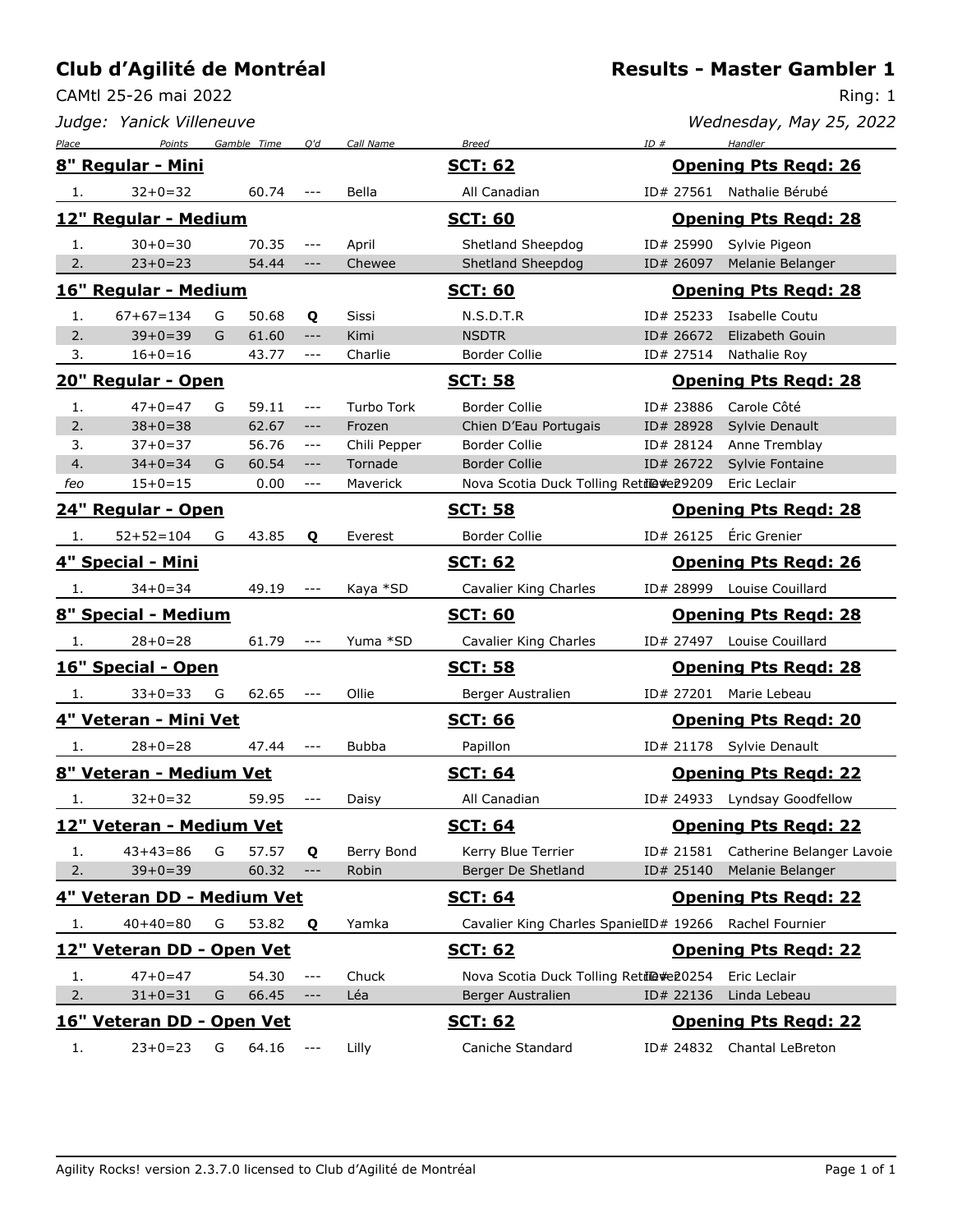# Club d'Agilité de Montréal

**Results - Master Gambler 1**

CAMtl 25-26 mai 2022

Ring: 1

*Judge: Yanick Villeneuve*

*Wednesday, May 25, 2022*

| Place | Points | Gamble | Time | Q'd | Call Name | Breed | ID # | Handler |
|---|---|---|---|---|---|---|---|---|
| **8" Regular - Mini** | | | | | | **SCT: 62** | | **Opening Pts Reqd: 26** |
| 1. | 32+0=32 | | 60.74 | --- | Bella | All Canadian | ID# 27561 | Nathalie Bérubé |
| **12" Regular - Medium** | | | | | | **SCT: 60** | | **Opening Pts Reqd: 28** |
| 1. | 30+0=30 | | 70.35 | --- | April | Shetland Sheepdog | ID# 25990 | Sylvie Pigeon |
| 2. | 23+0=23 | | 54.44 | --- | Chewee | Shetland Sheepdog | ID# 26097 | Melanie Belanger |
| **16" Regular - Medium** | | | | | | **SCT: 60** | | **Opening Pts Reqd: 28** |
| 1. | 67+67=134 | G | 50.68 | **Q** | Sissi | N.S.D.T.R | ID# 25233 | Isabelle Coutu |
| 2. | 39+0=39 | G | 61.60 | --- | Kimi | NSDTR | ID# 26672 | Elizabeth Gouin |
| 3. | 16+0=16 | | 43.77 | --- | Charlie | Border Collie | ID# 27514 | Nathalie Roy |
| **20" Regular - Open** | | | | | | **SCT: 58** | | **Opening Pts Reqd: 28** |
| 1. | 47+0=47 | G | 59.11 | --- | Turbo Tork | Border Collie | ID# 23886 | Carole Côté |
| 2. | 38+0=38 | | 62.67 | --- | Frozen | Chien D'Eau Portugais | ID# 28928 | Sylvie Denault |
| 3. | 37+0=37 | | 56.76 | --- | Chili Pepper | Border Collie | ID# 28124 | Anne Tremblay |
| 4. | 34+0=34 | G | 60.54 | --- | Tornade | Border Collie | ID# 26722 | Sylvie Fontaine |
| *feo* | 15+0=15 | | 0.00 | --- | Maverick | Nova Scotia Duck Tolling Retriever | ID# 29209 | Eric Leclair |
| **24" Regular - Open** | | | | | | **SCT: 58** | | **Opening Pts Reqd: 28** |
| 1. | 52+52=104 | G | 43.85 | **Q** | Everest | Border Collie | ID# 26125 | Éric Grenier |
| **4" Special - Mini** | | | | | | **SCT: 62** | | **Opening Pts Reqd: 26** |
| 1. | 34+0=34 | | 49.19 | --- | Kaya *SD | Cavalier King Charles | ID# 28999 | Louise Couillard |
| **8" Special - Medium** | | | | | | **SCT: 60** | | **Opening Pts Reqd: 28** |
| 1. | 28+0=28 | | 61.79 | --- | Yuma *SD | Cavalier King Charles | ID# 27497 | Louise Couillard |
| **16" Special - Open** | | | | | | **SCT: 58** | | **Opening Pts Reqd: 28** |
| 1. | 33+0=33 | G | 62.65 | --- | Ollie | Berger Australien | ID# 27201 | Marie Lebeau |
| **4" Veteran - Mini Vet** | | | | | | **SCT: 66** | | **Opening Pts Reqd: 20** |
| 1. | 28+0=28 | | 47.44 | --- | Bubba | Papillon | ID# 21178 | Sylvie Denault |
| **8" Veteran - Medium Vet** | | | | | | **SCT: 64** | | **Opening Pts Reqd: 22** |
| 1. | 32+0=32 | | 59.95 | --- | Daisy | All Canadian | ID# 24933 | Lyndsay Goodfellow |
| **12" Veteran - Medium Vet** | | | | | | **SCT: 64** | | **Opening Pts Reqd: 22** |
| 1. | 43+43=86 | G | 57.57 | **Q** | Berry Bond | Kerry Blue Terrier | ID# 21581 | Catherine Belanger Lavoie |
| 2. | 39+0=39 | G | 60.32 | --- | Robin | Berger De Shetland | ID# 25140 | Melanie Belanger |
| **4" Veteran DD - Medium Vet** | | | | | | **SCT: 64** | | **Opening Pts Reqd: 22** |
| 1. | 40+40=80 | G | 53.82 | **Q** | Yamka | Cavalier King Charles Spaniel | ID# 19266 | Rachel Fournier |
| **12" Veteran DD - Open Vet** | | | | | | **SCT: 62** | | **Opening Pts Reqd: 22** |
| 1. | 47+0=47 | | 54.30 | --- | Chuck | Nova Scotia Duck Tolling Retriever | ID# 20254 | Eric Leclair |
| 2. | 31+0=31 | G | 66.45 | --- | Léa | Berger Australien | ID# 22136 | Linda Lebeau |
| **16" Veteran DD - Open Vet** | | | | | | **SCT: 62** | | **Opening Pts Reqd: 22** |
| 1. | 23+0=23 | G | 64.16 | --- | Lilly | Caniche Standard | ID# 24832 | Chantal LeBreton |

Agility Rocks! version 2.3.7.0 licensed to Club d'Agilité de Montréal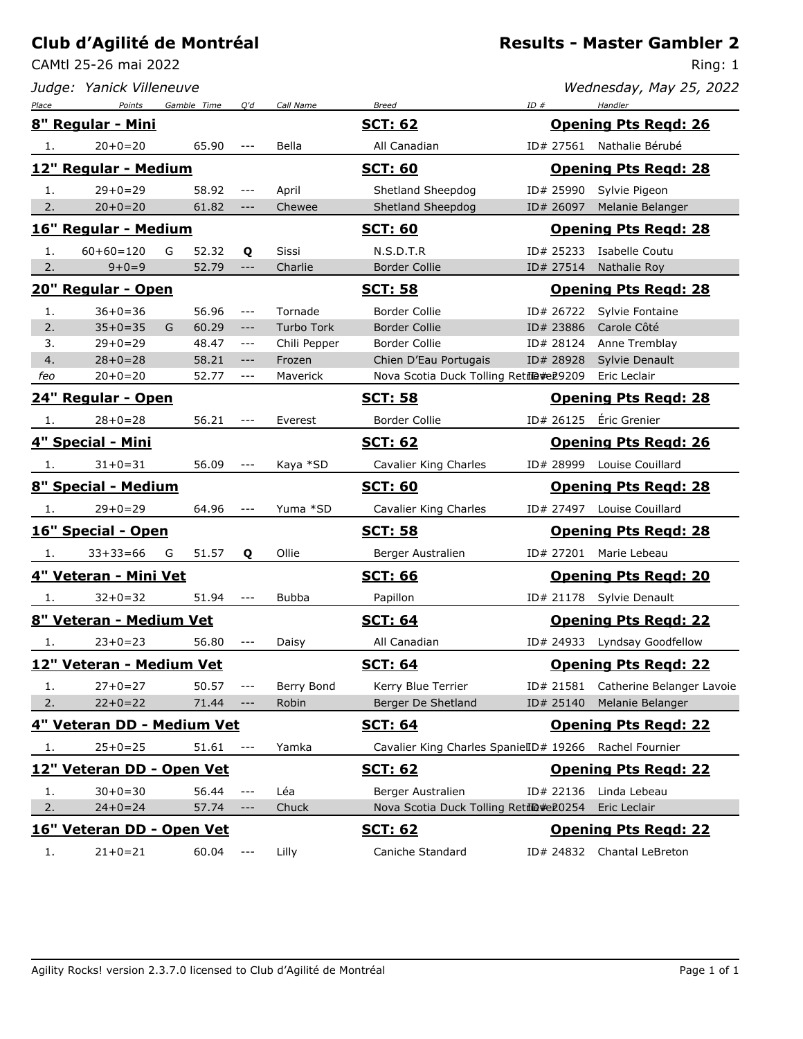# Club d'Agilité de Montréal

CAMtl 25-26 mai 2022

*Judge: Yanick Villeneuve*

## Results - Master Gambler 2

Ring: 1

*Wednesday, May 25, 2022*

| Place | Points | Gamble | Time | Q'd | Call Name | Breed | ID # | Handler |
|---|---|---|---|---|---|---|---|---|
| **8" Regular - Mini** | | | | | | **SCT: 62** | **Opening Pts Reqd: 26** | |
| 1. | 20+0=20 | | 65.90 | --- | Bella | All Canadian | ID# 27561 | Nathalie Bérubé |
| **12" Regular - Medium** | | | | | | **SCT: 60** | **Opening Pts Reqd: 28** | |
| 1. | 29+0=29 | | 58.92 | --- | April | Shetland Sheepdog | ID# 25990 | Sylvie Pigeon |
| 2. | 20+0=20 | | 61.82 | --- | Chewee | Shetland Sheepdog | ID# 26097 | Melanie Belanger |
| **16" Regular - Medium** | | | | | | **SCT: 60** | **Opening Pts Reqd: 28** | |
| 1. | 60+60=120 | G | 52.32 | **Q** | Sissi | N.S.D.T.R | ID# 25233 | Isabelle Coutu |
| 2. | 9+0=9 | | 52.79 | --- | Charlie | Border Collie | ID# 27514 | Nathalie Roy |
| **20" Regular - Open** | | | | | | **SCT: 58** | **Opening Pts Reqd: 28** | |
| 1. | 36+0=36 | | 56.96 | --- | Tornade | Border Collie | ID# 26722 | Sylvie Fontaine |
| 2. | 35+0=35 | G | 60.29 | --- | Turbo Tork | Border Collie | ID# 23886 | Carole Côté |
| 3. | 29+0=29 | | 48.47 | --- | Chili Pepper | Border Collie | ID# 28124 | Anne Tremblay |
| 4. | 28+0=28 | | 58.21 | --- | Frozen | Chien D'Eau Portugais | ID# 28928 | Sylvie Denault |
| *feo* | 20+0=20 | | 52.77 | --- | Maverick | Nova Scotia Duck Tolling Retriever | ID# 29209 | Eric Leclair |
| **24" Regular - Open** | | | | | | **SCT: 58** | **Opening Pts Reqd: 28** | |
| 1. | 28+0=28 | | 56.21 | --- | Everest | Border Collie | ID# 26125 | Éric Grenier |
| **4" Special - Mini** | | | | | | **SCT: 62** | **Opening Pts Reqd: 26** | |
| 1. | 31+0=31 | | 56.09 | --- | Kaya *SD | Cavalier King Charles | ID# 28999 | Louise Couillard |
| **8" Special - Medium** | | | | | | **SCT: 60** | **Opening Pts Reqd: 28** | |
| 1. | 29+0=29 | | 64.96 | --- | Yuma *SD | Cavalier King Charles | ID# 27497 | Louise Couillard |
| **16" Special - Open** | | | | | | **SCT: 58** | **Opening Pts Reqd: 28** | |
| 1. | 33+33=66 | G | 51.57 | **Q** | Ollie | Berger Australien | ID# 27201 | Marie Lebeau |
| **4" Veteran - Mini Vet** | | | | | | **SCT: 66** | **Opening Pts Reqd: 20** | |
| 1. | 32+0=32 | | 51.94 | --- | Bubba | Papillon | ID# 21178 | Sylvie Denault |
| **8" Veteran - Medium Vet** | | | | | | **SCT: 64** | **Opening Pts Reqd: 22** | |
| 1. | 23+0=23 | | 56.80 | --- | Daisy | All Canadian | ID# 24933 | Lyndsay Goodfellow |
| **12" Veteran - Medium Vet** | | | | | | **SCT: 64** | **Opening Pts Reqd: 22** | |
| 1. | 27+0=27 | | 50.57 | --- | Berry Bond | Kerry Blue Terrier | ID# 21581 | Catherine Belanger Lavoie |
| 2. | 22+0=22 | | 71.44 | --- | Robin | Berger De Shetland | ID# 25140 | Melanie Belanger |
| **4" Veteran DD - Medium Vet** | | | | | | **SCT: 64** | **Opening Pts Reqd: 22** | |
| 1. | 25+0=25 | | 51.61 | --- | Yamka | Cavalier King Charles Spaniel | ID# 19266 | Rachel Fournier |
| **12" Veteran DD - Open Vet** | | | | | | **SCT: 62** | **Opening Pts Reqd: 22** | |
| 1. | 30+0=30 | | 56.44 | --- | Léa | Berger Australien | ID# 22136 | Linda Lebeau |
| 2. | 24+0=24 | | 57.74 | --- | Chuck | Nova Scotia Duck Tolling Retriever | ID# 20254 | Eric Leclair |
| **16" Veteran DD - Open Vet** | | | | | | **SCT: 62** | **Opening Pts Reqd: 22** | |
| 1. | 21+0=21 | | 60.04 | --- | Lilly | Caniche Standard | ID# 24832 | Chantal LeBreton |

Agility Rocks! version 2.3.7.0 licensed to Club d'Agilité de Montréal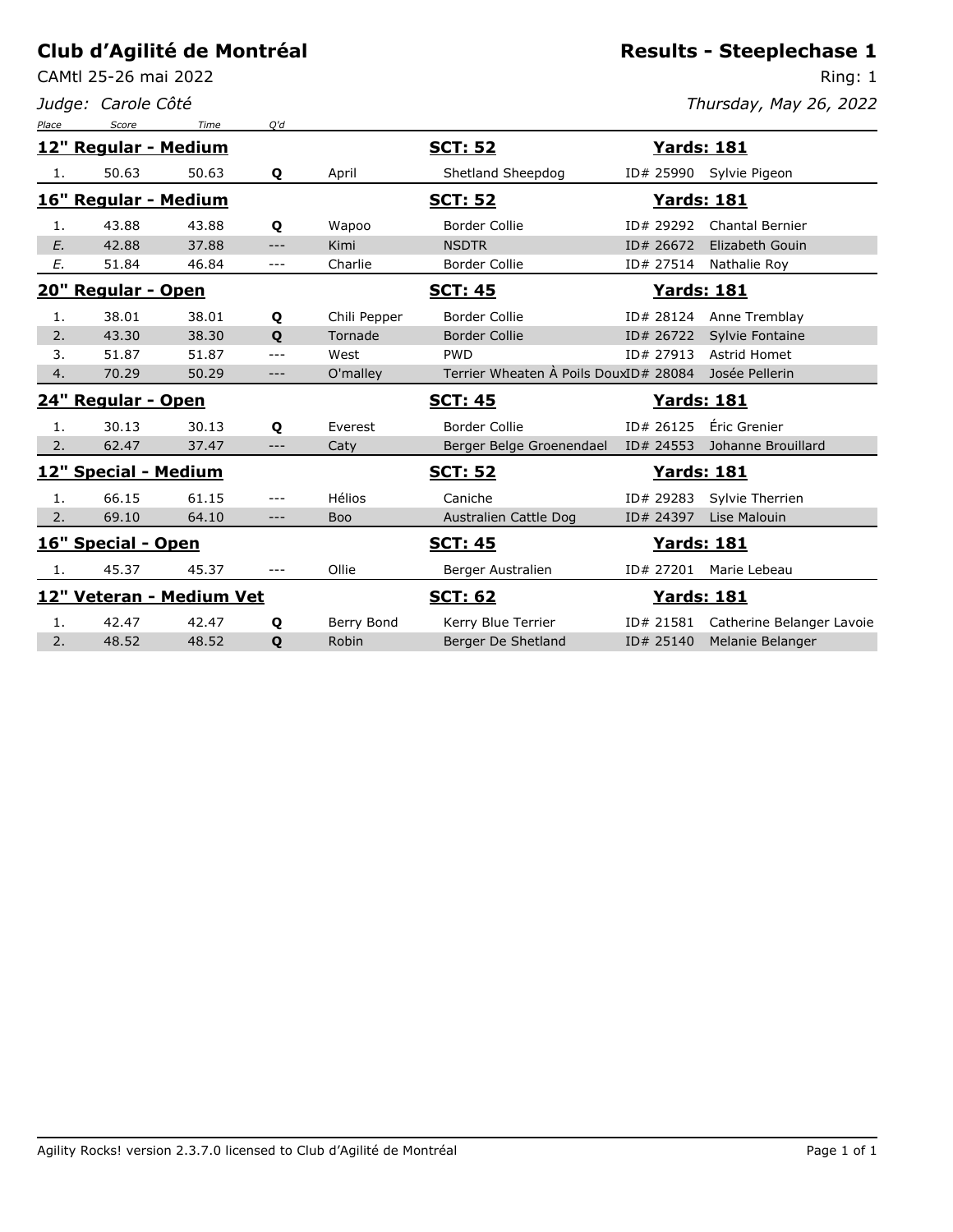# Club d'Agilité de Montréal

CAMtl 25-26 mai 2022

*Judge: Carole Côté*

## Results - Steeplechase 1

Ring: 1

*Thursday, May 26, 2022*

| Place | Score | Time | Q'd | Dog | Breed | ID | Handler |
|---|---|---|---|---|---|---|---|
| **12" Regular - Medium** | | | | **SCT: 52** | | **Yards: 181** | |
| 1. | 50.63 | 50.63 | **Q** | April | Shetland Sheepdog | ID# 25990 | Sylvie Pigeon |
| **16" Regular - Medium** | | | | **SCT: 52** | | **Yards: 181** | |
| 1. | 43.88 | 43.88 | **Q** | Wapoo | Border Collie | ID# 29292 | Chantal Bernier |
| *E.* | 42.88 | 37.88 | --- | Kimi | NSDTR | ID# 26672 | Elizabeth Gouin |
| *E.* | 51.84 | 46.84 | --- | Charlie | Border Collie | ID# 27514 | Nathalie Roy |
| **20" Regular - Open** | | | | **SCT: 45** | | **Yards: 181** | |
| 1. | 38.01 | 38.01 | **Q** | Chili Pepper | Border Collie | ID# 28124 | Anne Tremblay |
| 2. | 43.30 | 38.30 | **Q** | Tornade | Border Collie | ID# 26722 | Sylvie Fontaine |
| 3. | 51.87 | 51.87 | --- | West | PWD | ID# 27913 | Astrid Homet |
| 4. | 70.29 | 50.29 | --- | O'malley | Terrier Wheaten À Poils Doux | ID# 28084 | Josée Pellerin |
| **24" Regular - Open** | | | | **SCT: 45** | | **Yards: 181** | |
| 1. | 30.13 | 30.13 | **Q** | Everest | Border Collie | ID# 26125 | Éric Grenier |
| 2. | 62.47 | 37.47 | --- | Caty | Berger Belge Groenendael | ID# 24553 | Johanne Brouillard |
| **12" Special - Medium** | | | | **SCT: 52** | | **Yards: 181** | |
| 1. | 66.15 | 61.15 | --- | Hélios | Caniche | ID# 29283 | Sylvie Therrien |
| 2. | 69.10 | 64.10 | --- | Boo | Australien Cattle Dog | ID# 24397 | Lise Malouin |
| **16" Special - Open** | | | | **SCT: 45** | | **Yards: 181** | |
| 1. | 45.37 | 45.37 | --- | Ollie | Berger Australien | ID# 27201 | Marie Lebeau |
| **12" Veteran - Medium Vet** | | | | **SCT: 62** | | **Yards: 181** | |
| 1. | 42.47 | 42.47 | **Q** | Berry Bond | Kerry Blue Terrier | ID# 21581 | Catherine Belanger Lavoie |
| 2. | 48.52 | 48.52 | **Q** | Robin | Berger De Shetland | ID# 25140 | Melanie Belanger |

Agility Rocks! version 2.3.7.0 licensed to Club d'Agilité de Montréal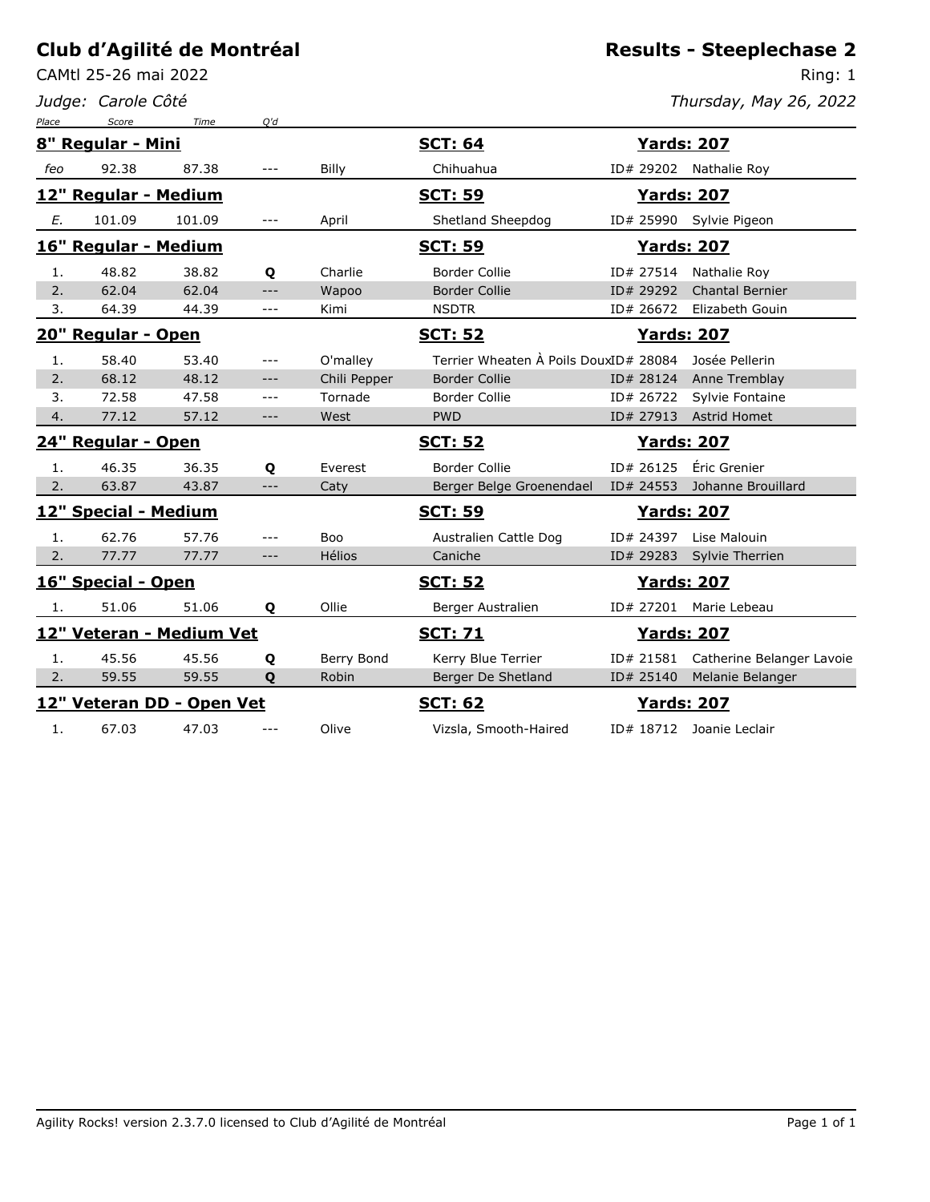# Club d'Agilité de Montréal

CAMtl 25-26 mai 2022

*Judge: Carole Côté*

## Results - Steeplechase 2

Ring: 1

*Thursday, May 26, 2022*

| Place | Score | Time | Q'd | | | | |
|---|---|---|---|---|---|---|---|
| **8" Regular - Mini** | | | | | **SCT: 64** | **Yards: 207** | |
| *feo* | 92.38 | 87.38 | --- | Billy | Chihuahua | ID# 29202 | Nathalie Roy |
| **12" Regular - Medium** | | | | | **SCT: 59** | **Yards: 207** | |
| *E.* | 101.09 | 101.09 | --- | April | Shetland Sheepdog | ID# 25990 | Sylvie Pigeon |
| **16" Regular - Medium** | | | | | **SCT: 59** | **Yards: 207** | |
| 1. | 48.82 | 38.82 | **Q** | Charlie | Border Collie | ID# 27514 | Nathalie Roy |
| 2. | 62.04 | 62.04 | --- | Wapoo | Border Collie | ID# 29292 | Chantal Bernier |
| 3. | 64.39 | 44.39 | --- | Kimi | NSDTR | ID# 26672 | Elizabeth Gouin |
| **20" Regular - Open** | | | | | **SCT: 52** | **Yards: 207** | |
| 1. | 58.40 | 53.40 | --- | O'malley | Terrier Wheaten À Poils Doux | ID# 28084 | Josée Pellerin |
| 2. | 68.12 | 48.12 | --- | Chili Pepper | Border Collie | ID# 28124 | Anne Tremblay |
| 3. | 72.58 | 47.58 | --- | Tornade | Border Collie | ID# 26722 | Sylvie Fontaine |
| 4. | 77.12 | 57.12 | --- | West | PWD | ID# 27913 | Astrid Homet |
| **24" Regular - Open** | | | | | **SCT: 52** | **Yards: 207** | |
| 1. | 46.35 | 36.35 | **Q** | Everest | Border Collie | ID# 26125 | Éric Grenier |
| 2. | 63.87 | 43.87 | --- | Caty | Berger Belge Groenendael | ID# 24553 | Johanne Brouillard |
| **12" Special - Medium** | | | | | **SCT: 59** | **Yards: 207** | |
| 1. | 62.76 | 57.76 | --- | Boo | Australien Cattle Dog | ID# 24397 | Lise Malouin |
| 2. | 77.77 | 77.77 | --- | Hélios | Caniche | ID# 29283 | Sylvie Therrien |
| **16" Special - Open** | | | | | **SCT: 52** | **Yards: 207** | |
| 1. | 51.06 | 51.06 | **Q** | Ollie | Berger Australien | ID# 27201 | Marie Lebeau |
| **12" Veteran - Medium Vet** | | | | | **SCT: 71** | **Yards: 207** | |
| 1. | 45.56 | 45.56 | **Q** | Berry Bond | Kerry Blue Terrier | ID# 21581 | Catherine Belanger Lavoie |
| 2. | 59.55 | 59.55 | **Q** | Robin | Berger De Shetland | ID# 25140 | Melanie Belanger |
| **12" Veteran DD - Open Vet** | | | | | **SCT: 62** | **Yards: 207** | |
| 1. | 67.03 | 47.03 | --- | Olive | Vizsla, Smooth-Haired | ID# 18712 | Joanie Leclair |

Agility Rocks! version 2.3.7.0 licensed to Club d'Agilité de Montréal